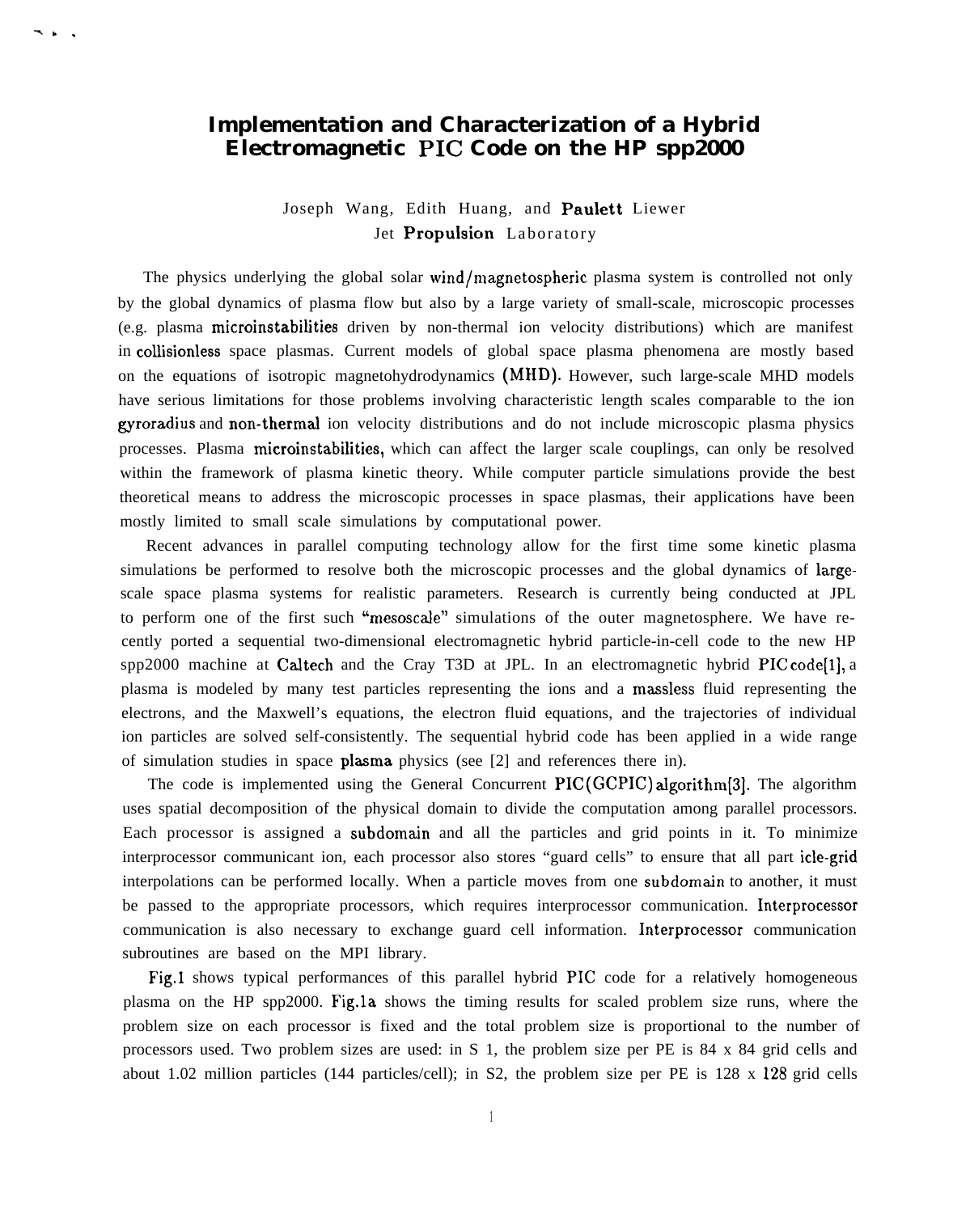# Implementation and Characterization of a Hybrid Electromagnetic PIC Code on the HP spp2000

Joseph Wang, Edith Huang, and Paulett Liewer
Jet Propulsion Laboratory

The physics underlying the global solar wind/magnetospheric plasma system is controlled not only by the global dynamics of plasma flow but also by a large variety of small-scale, microscopic processes (e.g. plasma microinstabilities driven by non-thermal ion velocity distributions) which are manifest in collisionless space plasmas. Current models of global space plasma phenomena are mostly based on the equations of isotropic magnetohydrodynamics (MHD). However, such large-scale MHD models have serious limitations for those problems involving characteristic length scales comparable to the ion gyroradius and non-thermal ion velocity distributions and do not include microscopic plasma physics processes. Plasma microinstabilities, which can affect the larger scale couplings, can only be resolved within the framework of plasma kinetic theory. While computer particle simulations provide the best theoretical means to address the microscopic processes in space plasmas, their applications have been mostly limited to small scale simulations by computational power.

Recent advances in parallel computing technology allow for the first time some kinetic plasma simulations be performed to resolve both the microscopic processes and the global dynamics of large-scale space plasma systems for realistic parameters. Research is currently being conducted at JPL to perform one of the first such "mesoscale" simulations of the outer magnetosphere. We have recently ported a sequential two-dimensional electromagnetic hybrid particle-in-cell code to the new HP spp2000 machine at Caltech and the Cray T3D at JPL. In an electromagnetic hybrid PIC code[1], a plasma is modeled by many test particles representing the ions and a massless fluid representing the electrons, and the Maxwell's equations, the electron fluid equations, and the trajectories of individual ion particles are solved self-consistently. The sequential hybrid code has been applied in a wide range of simulation studies in space plasma physics (see [2] and references there in).

The code is implemented using the General Concurrent PIC(GCPIC) algorithm[3]. The algorithm uses spatial decomposition of the physical domain to divide the computation among parallel processors. Each processor is assigned a subdomain and all the particles and grid points in it. To minimize interprocessor communicant ion, each processor also stores "guard cells" to ensure that all part icle-grid interpolations can be performed locally. When a particle moves from one subdomain to another, it must be passed to the appropriate processors, which requires interprocessor communication. Interprocessor communication is also necessary to exchange guard cell information. Interprocessor communication subroutines are based on the MPI library.

Fig.1 shows typical performances of this parallel hybrid PIC code for a relatively homogeneous plasma on the HP spp2000. Fig.1a shows the timing results for scaled problem size runs, where the problem size on each processor is fixed and the total problem size is proportional to the number of processors used. Two problem sizes are used: in S 1, the problem size per PE is 84 x 84 grid cells and about 1.02 million particles (144 particles/cell); in S2, the problem size per PE is 128 x 128 grid cells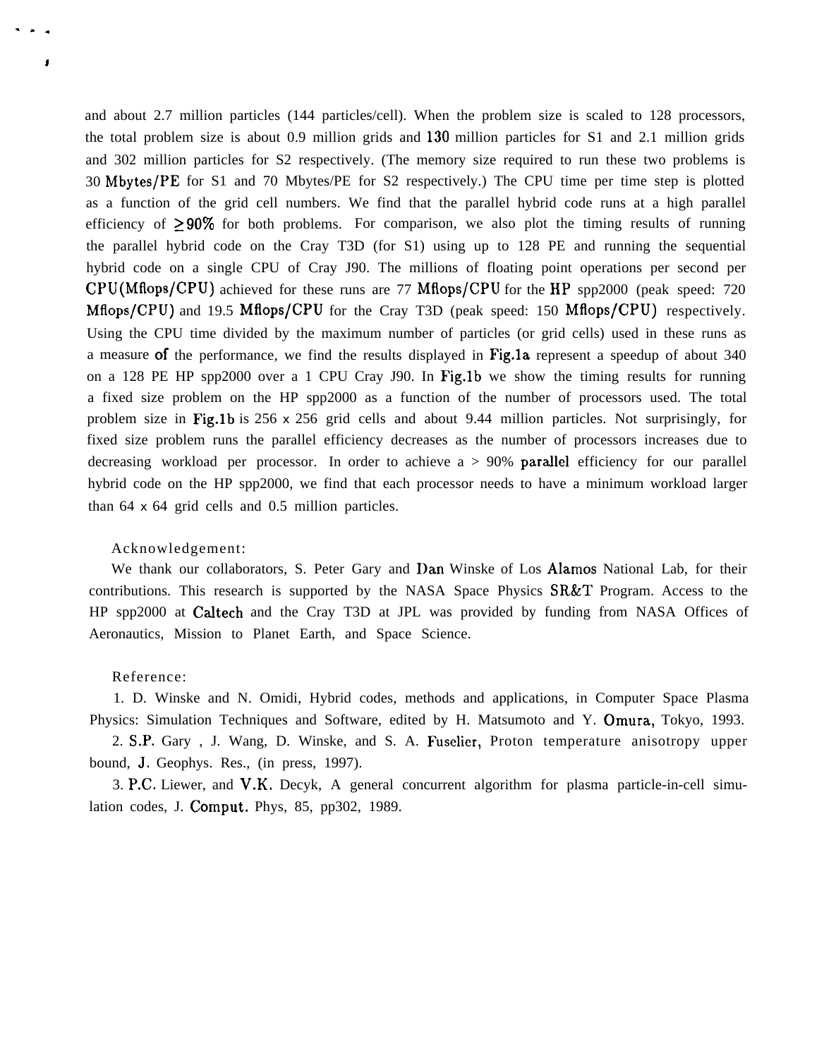and about 2.7 million particles (144 particles/cell). When the problem size is scaled to 128 processors, the total problem size is about 0.9 million grids and 130 million particles for S1 and 2.1 million grids and 302 million particles for S2 respectively. (The memory size required to run these two problems is 30 Mbytes/PE for S1 and 70 Mbytes/PE for S2 respectively.) The CPU time per time step is plotted as a function of the grid cell numbers. We find that the parallel hybrid code runs at a high parallel efficiency of $\geq 90\%$ for both problems. For comparison, we also plot the timing results of running the parallel hybrid code on the Cray T3D (for S1) using up to 128 PE and running the sequential hybrid code on a single CPU of Cray J90. The millions of floating point operations per second per CPU(Mflops/CPU) achieved for these runs are 77 Mflops/CPU for the HP spp2000 (peak speed: 720 Mflops/CPU) and 19.5 Mflops/CPU for the Cray T3D (peak speed: 150 Mflops/CPU) respectively. Using the CPU time divided by the maximum number of particles (or grid cells) used in these runs as a measure of the performance, we find the results displayed in Fig.1a represent a speedup of about 340 on a 128 PE HP spp2000 over a 1 CPU Cray J90. In Fig.1b we show the timing results for running a fixed size problem on the HP spp2000 as a function of the number of processors used. The total problem size in Fig.1b is 256 x 256 grid cells and about 9.44 million particles. Not surprisingly, for fixed size problem runs the parallel efficiency decreases as the number of processors increases due to decreasing workload per processor. In order to achieve a > 90% parallel efficiency for our parallel hybrid code on the HP spp2000, we find that each processor needs to have a minimum workload larger than 64 x 64 grid cells and 0.5 million particles.

Acknowledgement:

We thank our collaborators, S. Peter Gary and Dan Winske of Los Alamos National Lab, for their contributions. This research is supported by the NASA Space Physics SR&T Program. Access to the HP spp2000 at Caltech and the Cray T3D at JPL was provided by funding from NASA Offices of Aeronautics, Mission to Planet Earth, and Space Science.

Reference:

1. D. Winske and N. Omidi, Hybrid codes, methods and applications, in Computer Space Plasma Physics: Simulation Techniques and Software, edited by H. Matsumoto and Y. Omura, Tokyo, 1993.
2. S.P. Gary , J. Wang, D. Winske, and S. A. Fuselier, Proton temperature anisotropy upper bound, J. Geophys. Res., (in press, 1997).
3. P.C. Liewer, and V.K. Decyk, A general concurrent algorithm for plasma particle-in-cell simulation codes, J. Comput. Phys, 85, pp302, 1989.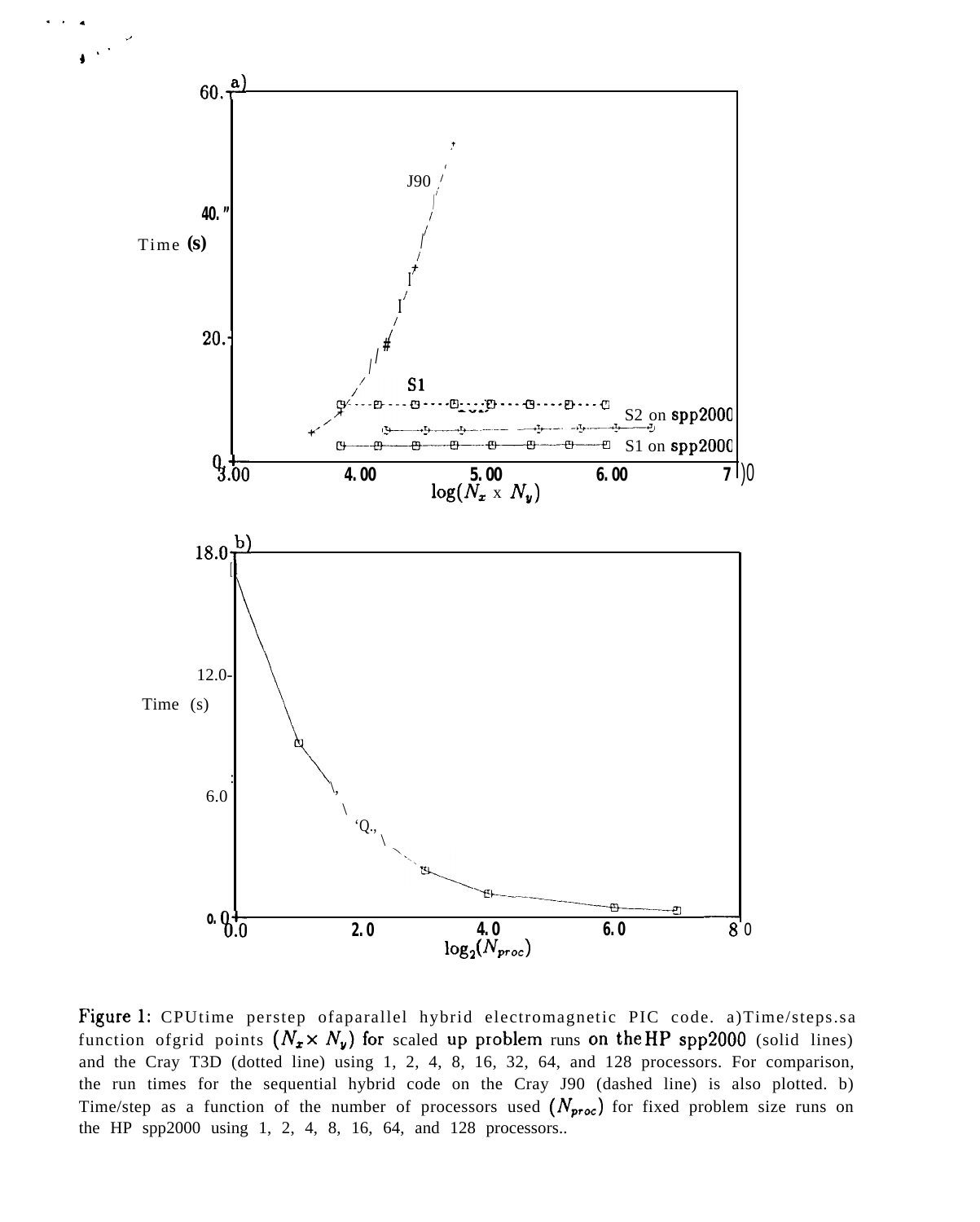a)

60.

40.

Time (s)

20.

0.

J90

S1

S2 on spp2000

S1 on spp2000

3.00 4.00 5.00 6.00 7.00

$\log(N_x \times N_y)$

b)

18.0

12.0

Time (s)

6.0

0.0

0.0 2.0 4.0 6.0 8.0

$\log_2(N_{proc})$

**Figure 1:** CPU time per step of a parallel hybrid electromagnetic PIC code. a) Time/step as a function of grid points $(N_x \times N_y)$ for scaled up problem runs on the HP spp2000 (solid lines) and the Cray T3D (dotted line) using 1, 2, 4, 8, 16, 32, 64, and 128 processors. For comparison, the run times for the sequential hybrid code on the Cray J90 (dashed line) is also plotted. b) Time/step as a function of the number of processors used $(N_{proc})$ for fixed problem size runs on the HP spp2000 using 1, 2, 4, 8, 16, 64, and 128 processors..